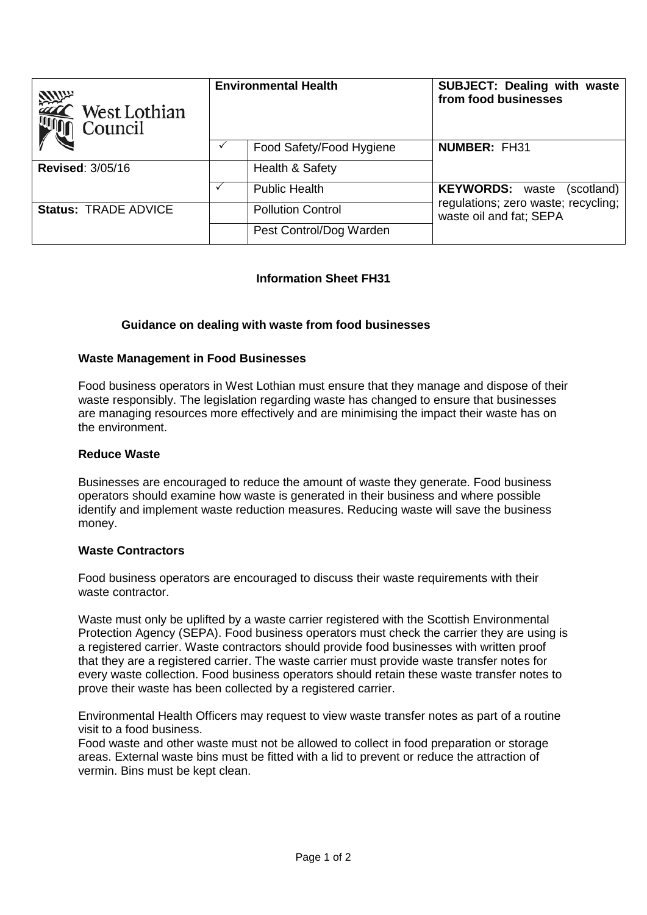| West Lothian Council | Environmental Health | | SUBJECT: Dealing with waste from food businesses |
|---|---|---|---|
| | ✓ | Food Safety/Food Hygiene | **NUMBER:** FH31 |
| **Revised**: 3/05/16 | | Health & Safety | |
| | ✓ | Public Health | **KEYWORDS:** waste (scotland) regulations; zero waste; recycling; waste oil and fat; SEPA |
| **Status:** TRADE ADVICE | | Pollution Control | |
| | | Pest Control/Dog Warden | |

## Information Sheet FH31

### Guidance on dealing with waste from food businesses

#### Waste Management in Food Businesses

Food business operators in West Lothian must ensure that they manage and dispose of their waste responsibly. The legislation regarding waste has changed to ensure that businesses are managing resources more effectively and are minimising the impact their waste has on the environment.

#### Reduce Waste

Businesses are encouraged to reduce the amount of waste they generate. Food business operators should examine how waste is generated in their business and where possible identify and implement waste reduction measures. Reducing waste will save the business money.

#### Waste Contractors

Food business operators are encouraged to discuss their waste requirements with their waste contractor.

Waste must only be uplifted by a waste carrier registered with the Scottish Environmental Protection Agency (SEPA). Food business operators must check the carrier they are using is a registered carrier. Waste contractors should provide food businesses with written proof that they are a registered carrier. The waste carrier must provide waste transfer notes for every waste collection. Food business operators should retain these waste transfer notes to prove their waste has been collected by a registered carrier.

Environmental Health Officers may request to view waste transfer notes as part of a routine visit to a food business.
Food waste and other waste must not be allowed to collect in food preparation or storage areas. External waste bins must be fitted with a lid to prevent or reduce the attraction of vermin. Bins must be kept clean.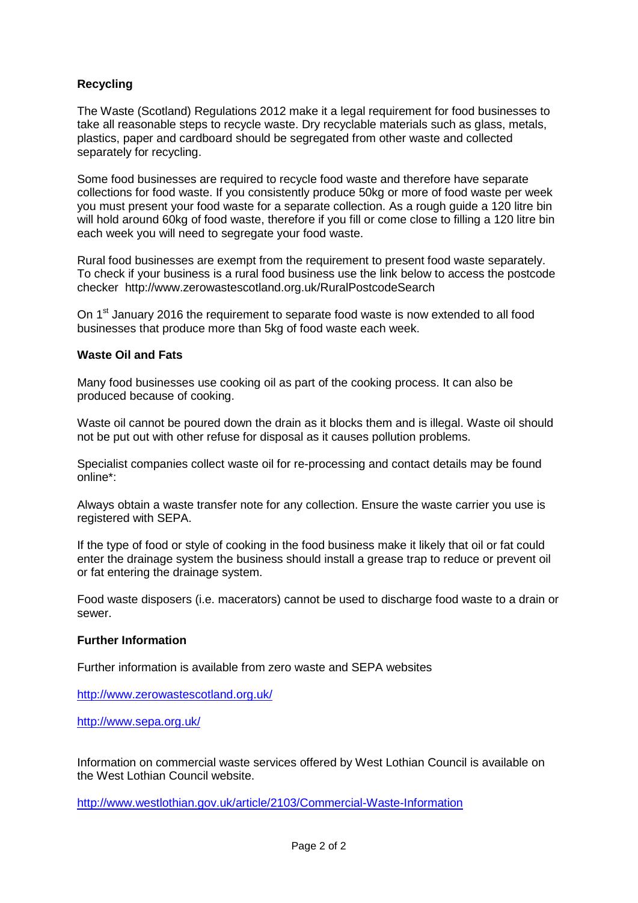**Recycling**

The Waste (Scotland) Regulations 2012 make it a legal requirement for food businesses to take all reasonable steps to recycle waste. Dry recyclable materials such as glass, metals, plastics, paper and cardboard should be segregated from other waste and collected separately for recycling.

Some food businesses are required to recycle food waste and therefore have separate collections for food waste. If you consistently produce 50kg or more of food waste per week you must present your food waste for a separate collection. As a rough guide a 120 litre bin will hold around 60kg of food waste, therefore if you fill or come close to filling a 120 litre bin each week you will need to segregate your food waste.

Rural food businesses are exempt from the requirement to present food waste separately. To check if your business is a rural food business use the link below to access the postcode checker http://www.zerowastescotland.org.uk/RuralPostcodeSearch

On 1st January 2016 the requirement to separate food waste is now extended to all food businesses that produce more than 5kg of food waste each week.

**Waste Oil and Fats**

Many food businesses use cooking oil as part of the cooking process. It can also be produced because of cooking.

Waste oil cannot be poured down the drain as it blocks them and is illegal. Waste oil should not be put out with other refuse for disposal as it causes pollution problems.

Specialist companies collect waste oil for re-processing and contact details may be found online*:

Always obtain a waste transfer note for any collection. Ensure the waste carrier you use is registered with SEPA.

If the type of food or style of cooking in the food business make it likely that oil or fat could enter the drainage system the business should install a grease trap to reduce or prevent oil or fat entering the drainage system.

Food waste disposers (i.e. macerators) cannot be used to discharge food waste to a drain or sewer.

**Further Information**

Further information is available from zero waste and SEPA websites

http://www.zerowastescotland.org.uk/

http://www.sepa.org.uk/

Information on commercial waste services offered by West Lothian Council is available on the West Lothian Council website.

http://www.westlothian.gov.uk/article/2103/Commercial-Waste-Information